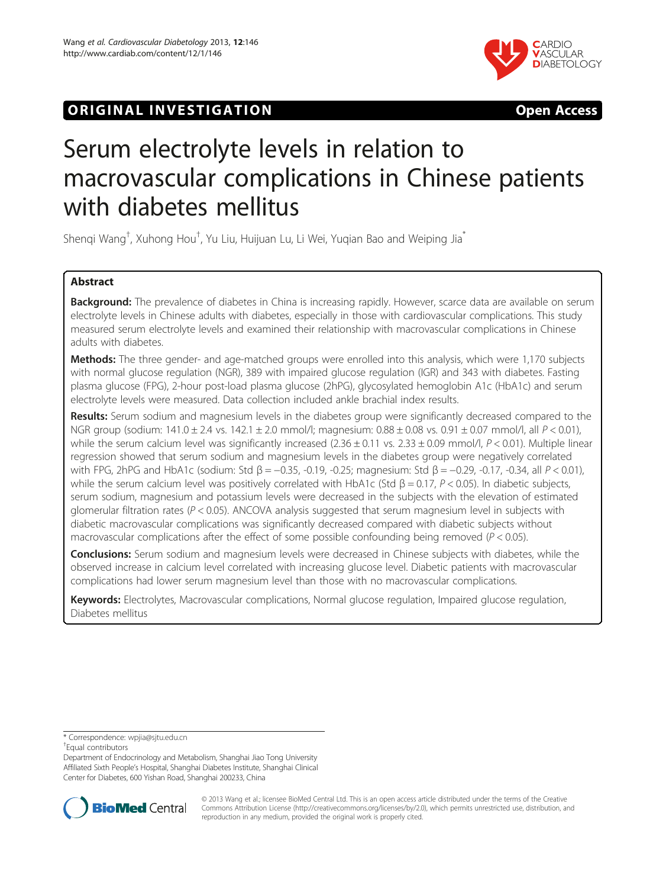ORIGINAL INVESTIGATION Open Access

# Serum electrolyte levels in relation to macrovascular complications in Chinese patients with diabetes mellitus

Shenqi Wang[†], Xuhong Hou[†], Yu Liu, Huijuan Lu, Li Wei, Yuqian Bao and Weiping Jia[*]

## Abstract

**Background:** The prevalence of diabetes in China is increasing rapidly. However, scarce data are available on serum electrolyte levels in Chinese adults with diabetes, especially in those with cardiovascular complications. This study measured serum electrolyte levels and examined their relationship with macrovascular complications in Chinese adults with diabetes.

**Methods:** The three gender- and age-matched groups were enrolled into this analysis, which were 1,170 subjects with normal glucose regulation (NGR), 389 with impaired glucose regulation (IGR) and 343 with diabetes. Fasting plasma glucose (FPG), 2-hour post-load plasma glucose (2hPG), glycosylated hemoglobin A1c (HbA1c) and serum electrolyte levels were measured. Data collection included ankle brachial index results.

**Results:** Serum sodium and magnesium levels in the diabetes group were significantly decreased compared to the NGR group (sodium: 141.0 ± 2.4 vs. 142.1 ± 2.0 mmol/l; magnesium: 0.88 ± 0.08 vs. 0.91 ± 0.07 mmol/l, all $P < 0.01$), while the serum calcium level was significantly increased (2.36 ± 0.11 vs. 2.33 ± 0.09 mmol/l, $P < 0.01$). Multiple linear regression showed that serum sodium and magnesium levels in the diabetes group were negatively correlated with FPG, 2hPG and HbA1c (sodium: Std β = −0.35, -0.19, -0.25; magnesium: Std β = −0.29, -0.17, -0.34, all $P < 0.01$), while the serum calcium level was positively correlated with HbA1c (Std β = 0.17, $P < 0.05$). In diabetic subjects, serum sodium, magnesium and potassium levels were decreased in the subjects with the elevation of estimated glomerular filtration rates ($P < 0.05$). ANCOVA analysis suggested that serum magnesium level in subjects with diabetic macrovascular complications was significantly decreased compared with diabetic subjects without macrovascular complications after the effect of some possible confounding being removed ($P < 0.05$).

**Conclusions:** Serum sodium and magnesium levels were decreased in Chinese subjects with diabetes, while the observed increase in calcium level correlated with increasing glucose level. Diabetic patients with macrovascular complications had lower serum magnesium level than those with no macrovascular complications.

**Keywords:** Electrolytes, Macrovascular complications, Normal glucose regulation, Impaired glucose regulation, Diabetes mellitus

---

* Correspondence: wpjia@sjtu.edu.cn
[†]Equal contributors
Department of Endocrinology and Metabolism, Shanghai Jiao Tong University Affiliated Sixth People's Hospital, Shanghai Diabetes Institute, Shanghai Clinical Center for Diabetes, 600 Yishan Road, Shanghai 200233, China

© 2013 Wang et al.; licensee BioMed Central Ltd. This is an open access article distributed under the terms of the Creative Commons Attribution License (http://creativecommons.org/licenses/by/2.0), which permits unrestricted use, distribution, and reproduction in any medium, provided the original work is properly cited.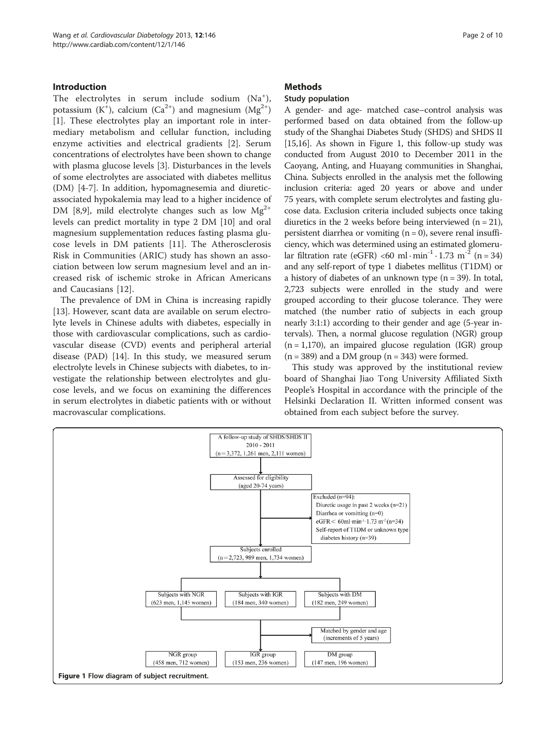## Introduction

The electrolytes in serum include sodium ($Na^+$), potassium ($K^+$), calcium ($Ca^{2+}$) and magnesium ($Mg^{2+}$) [1]. These electrolytes play an important role in intermediary metabolism and cellular function, including enzyme activities and electrical gradients [2]. Serum concentrations of electrolytes have been shown to change with plasma glucose levels [3]. Disturbances in the levels of some electrolytes are associated with diabetes mellitus (DM) [4-7]. In addition, hypomagnesemia and diuretic-associated hypokalemia may lead to a higher incidence of DM [8,9], mild electrolyte changes such as low $Mg^{2+}$ levels can predict mortality in type 2 DM [10] and oral magnesium supplementation reduces fasting plasma glucose levels in DM patients [11]. The Atherosclerosis Risk in Communities (ARIC) study has shown an association between low serum magnesium level and an increased risk of ischemic stroke in African Americans and Caucasians [12].

The prevalence of DM in China is increasing rapidly [13]. However, scant data are available on serum electrolyte levels in Chinese adults with diabetes, especially in those with cardiovascular complications, such as cardiovascular disease (CVD) events and peripheral arterial disease (PAD) [14]. In this study, we measured serum electrolyte levels in Chinese subjects with diabetes, to investigate the relationship between electrolytes and glucose levels, and we focus on examining the differences in serum electrolytes in diabetic patients with or without macrovascular complications.

## Methods

### Study population

A gender- and age- matched case–control analysis was performed based on data obtained from the follow-up study of the Shanghai Diabetes Study (SHDS) and SHDS II [15,16]. As shown in Figure 1, this follow-up study was conducted from August 2010 to December 2011 in the Caoyang, Anting, and Huayang communities in Shanghai, China. Subjects enrolled in the analysis met the following inclusion criteria: aged 20 years or above and under 75 years, with complete serum electrolytes and fasting glucose data. Exclusion criteria included subjects once taking diuretics in the 2 weeks before being interviewed (n = 21), persistent diarrhea or vomiting (n = 0), severe renal insufficiency, which was determined using an estimated glomerular filtration rate (eGFR) <60 $ml \cdot min^{-1} \cdot 1.73\ m^{-2}$ (n = 34) and any self-report of type 1 diabetes mellitus (T1DM) or a history of diabetes of an unknown type (n = 39). In total, 2,723 subjects were enrolled in the study and were grouped according to their glucose tolerance. They were matched (the number ratio of subjects in each group nearly 3:1:1) according to their gender and age (5-year intervals). Then, a normal glucose regulation (NGR) group (n = 1,170), an impaired glucose regulation (IGR) group (n = 389) and a DM group (n = 343) were formed.

This study was approved by the institutional review board of Shanghai Jiao Tong University Affiliated Sixth People's Hospital in accordance with the principle of the Helsinki Declaration II. Written informed consent was obtained from each subject before the survey.

A follow-up study of SHDS/SHDS II 2010 - 2011 (n = 3,372, 1,261 men, 2,111 women)
→ Assessed for eligibility (aged 20-74 years)
→ Excluded (n=94): Diuretic usage in past 2 weeks (n=21); Diarrhea or vomitting (n=0); eGFR < 60ml·min⁻¹·1.73 m⁻² (n=34); Self-report of T1DM or unknown type diabetes history (n=39)
→ Subjects enrolled (n = 2,723, 989 men, 1,734 women)
→ Subjects with NGR (623 men, 1,145 women); Subjects with IGR (184 men, 340 women); Subjects with DM (182 men, 249 women)
→ Matched by gender and age (increments of 5 years)
→ NGR group (458 men, 712 women); IGR group (153 men, 236 women); DM group (147 men, 196 women)

Figure 1 Flow diagram of subject recruitment.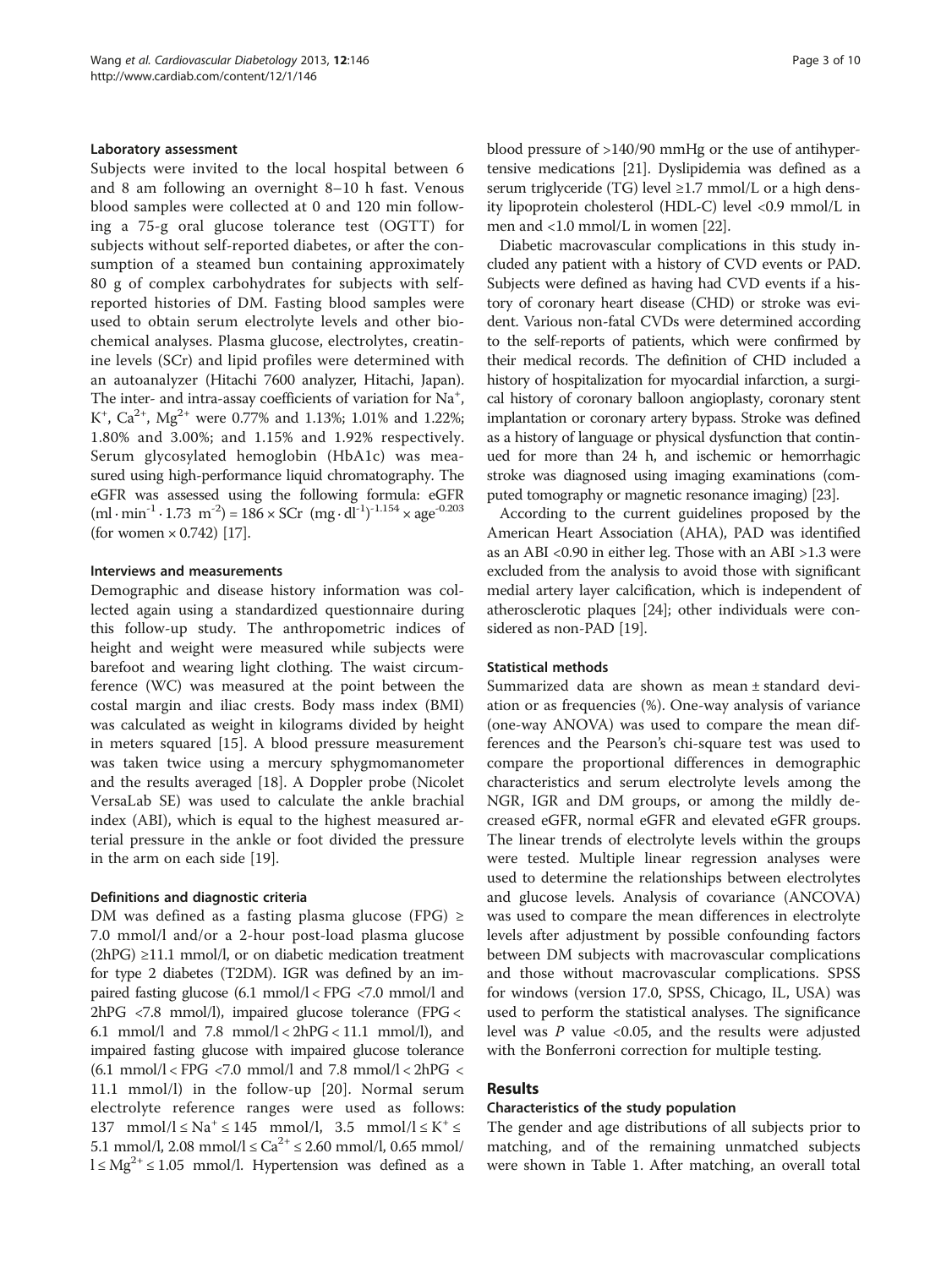### Laboratory assessment

Subjects were invited to the local hospital between 6 and 8 am following an overnight 8–10 h fast. Venous blood samples were collected at 0 and 120 min following a 75-g oral glucose tolerance test (OGTT) for subjects without self-reported diabetes, or after the consumption of a steamed bun containing approximately 80 g of complex carbohydrates for subjects with self-reported histories of DM. Fasting blood samples were used to obtain serum electrolyte levels and other biochemical analyses. Plasma glucose, electrolytes, creatinine levels (SCr) and lipid profiles were determined with an autoanalyzer (Hitachi 7600 analyzer, Hitachi, Japan). The inter- and intra-assay coefficients of variation for $Na^+$, $K^+$, $Ca^{2+}$, $Mg^{2+}$ were 0.77% and 1.13%; 1.01% and 1.22%; 1.80% and 3.00%; and 1.15% and 1.92% respectively. Serum glycosylated hemoglobin (HbA1c) was measured using high-performance liquid chromatography. The eGFR was assessed using the following formula: eGFR $(\text{ml} \cdot \text{min}^{-1} \cdot 1.73\ \text{m}^{-2}) = 186 \times \text{SCr}\ (\text{mg} \cdot \text{dl}^{-1})^{-1.154} \times \text{age}^{-0.203}$ (for women × 0.742) [17].

### Interviews and measurements

Demographic and disease history information was collected again using a standardized questionnaire during this follow-up study. The anthropometric indices of height and weight were measured while subjects were barefoot and wearing light clothing. The waist circumference (WC) was measured at the point between the costal margin and iliac crests. Body mass index (BMI) was calculated as weight in kilograms divided by height in meters squared [15]. A blood pressure measurement was taken twice using a mercury sphygmomanometer and the results averaged [18]. A Doppler probe (Nicolet VersaLab SE) was used to calculate the ankle brachial index (ABI), which is equal to the highest measured arterial pressure in the ankle or foot divided the pressure in the arm on each side [19].

### Definitions and diagnostic criteria

DM was defined as a fasting plasma glucose (FPG) ≥ 7.0 mmol/l and/or a 2-hour post-load plasma glucose (2hPG) ≥11.1 mmol/l, or on diabetic medication treatment for type 2 diabetes (T2DM). IGR was defined by an impaired fasting glucose (6.1 mmol/l < FPG <7.0 mmol/l and 2hPG <7.8 mmol/l), impaired glucose tolerance (FPG < 6.1 mmol/l and 7.8 mmol/l < 2hPG < 11.1 mmol/l), and impaired fasting glucose with impaired glucose tolerance (6.1 mmol/l < FPG <7.0 mmol/l and 7.8 mmol/l < 2hPG < 11.1 mmol/l) in the follow-up [20]. Normal serum electrolyte reference ranges were used as follows: 137 mmol/l ≤ $Na^+$ ≤ 145 mmol/l, 3.5 mmol/l ≤ $K^+$ ≤ 5.1 mmol/l, 2.08 mmol/l ≤ $Ca^{2+}$ ≤ 2.60 mmol/l, 0.65 mmol/l ≤ $Mg^{2+}$ ≤ 1.05 mmol/l. Hypertension was defined as a blood pressure of >140/90 mmHg or the use of antihypertensive medications [21]. Dyslipidemia was defined as a serum triglyceride (TG) level ≥1.7 mmol/L or a high density lipoprotein cholesterol (HDL-C) level <0.9 mmol/L in men and <1.0 mmol/L in women [22].

Diabetic macrovascular complications in this study included any patient with a history of CVD events or PAD. Subjects were defined as having had CVD events if a history of coronary heart disease (CHD) or stroke was evident. Various non-fatal CVDs were determined according to the self-reports of patients, which were confirmed by their medical records. The definition of CHD included a history of hospitalization for myocardial infarction, a surgical history of coronary balloon angioplasty, coronary stent implantation or coronary artery bypass. Stroke was defined as a history of language or physical dysfunction that continued for more than 24 h, and ischemic or hemorrhagic stroke was diagnosed using imaging examinations (computed tomography or magnetic resonance imaging) [23].

According to the current guidelines proposed by the American Heart Association (AHA), PAD was identified as an ABI <0.90 in either leg. Those with an ABI >1.3 were excluded from the analysis to avoid those with significant medial artery layer calcification, which is independent of atherosclerotic plaques [24]; other individuals were considered as non-PAD [19].

### Statistical methods

Summarized data are shown as mean ± standard deviation or as frequencies (%). One-way analysis of variance (one-way ANOVA) was used to compare the mean differences and the Pearson's chi-square test was used to compare the proportional differences in demographic characteristics and serum electrolyte levels among the NGR, IGR and DM groups, or among the mildly decreased eGFR, normal eGFR and elevated eGFR groups. The linear trends of electrolyte levels within the groups were tested. Multiple linear regression analyses were used to determine the relationships between electrolytes and glucose levels. Analysis of covariance (ANCOVA) was used to compare the mean differences in electrolyte levels after adjustment by possible confounding factors between DM subjects with macrovascular complications and those without macrovascular complications. SPSS for windows (version 17.0, SPSS, Chicago, IL, USA) was used to perform the statistical analyses. The significance level was *P* value <0.05, and the results were adjusted with the Bonferroni correction for multiple testing.

## Results

### Characteristics of the study population

The gender and age distributions of all subjects prior to matching, and of the remaining unmatched subjects were shown in Table 1. After matching, an overall total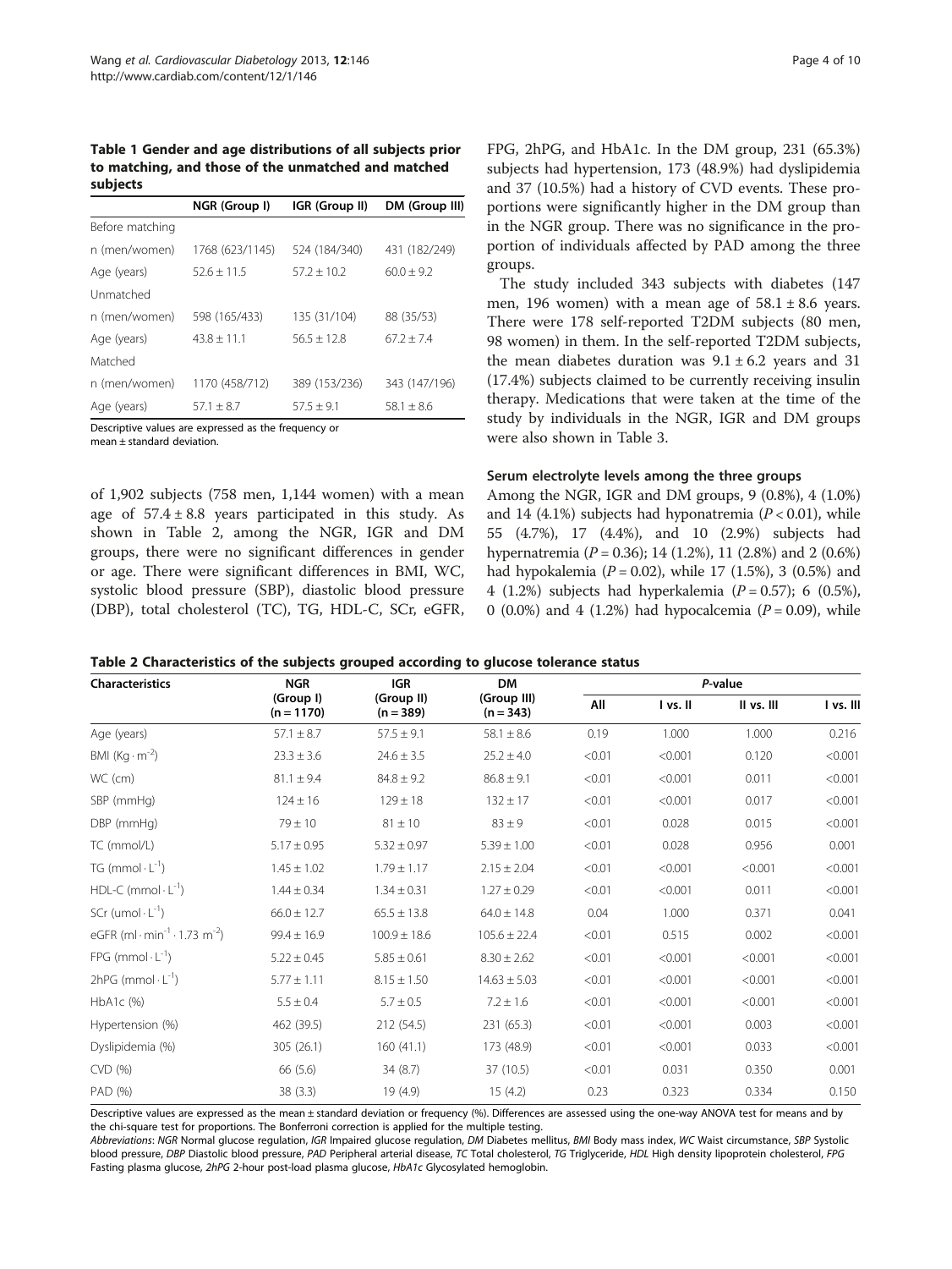**Table 1 Gender and age distributions of all subjects prior to matching, and those of the unmatched and matched subjects**

| | NGR (Group I) | IGR (Group II) | DM (Group III) |
|---|---|---|---|
| Before matching | | | |
| n (men/women) | 1768 (623/1145) | 524 (184/340) | 431 (182/249) |
| Age (years) | 52.6 ± 11.5 | 57.2 ± 10.2 | 60.0 ± 9.2 |
| Unmatched | | | |
| n (men/women) | 598 (165/433) | 135 (31/104) | 88 (35/53) |
| Age (years) | 43.8 ± 11.1 | 56.5 ± 12.8 | 67.2 ± 7.4 |
| Matched | | | |
| n (men/women) | 1170 (458/712) | 389 (153/236) | 343 (147/196) |
| Age (years) | 57.1 ± 8.7 | 57.5 ± 9.1 | 58.1 ± 8.6 |

Descriptive values are expressed as the frequency or mean ± standard deviation.

of 1,902 subjects (758 men, 1,144 women) with a mean age of 57.4 ± 8.8 years participated in this study. As shown in Table 2, among the NGR, IGR and DM groups, there were no significant differences in gender or age. There were significant differences in BMI, WC, systolic blood pressure (SBP), diastolic blood pressure (DBP), total cholesterol (TC), TG, HDL-C, SCr, eGFR, FPG, 2hPG, and HbA1c. In the DM group, 231 (65.3%) subjects had hypertension, 173 (48.9%) had dyslipidemia and 37 (10.5%) had a history of CVD events. These proportions were significantly higher in the DM group than in the NGR group. There was no significance in the proportion of individuals affected by PAD among the three groups.

The study included 343 subjects with diabetes (147 men, 196 women) with a mean age of 58.1 ± 8.6 years. There were 178 self-reported T2DM subjects (80 men, 98 women) in them. In the self-reported T2DM subjects, the mean diabetes duration was 9.1 ± 6.2 years and 31 (17.4%) subjects claimed to be currently receiving insulin therapy. Medications that were taken at the time of the study by individuals in the NGR, IGR and DM groups were also shown in Table 3.

### Serum electrolyte levels among the three groups

Among the NGR, IGR and DM groups, 9 (0.8%), 4 (1.0%) and 14 (4.1%) subjects had hyponatremia ($P < 0.01$), while 55 (4.7%), 17 (4.4%), and 10 (2.9%) subjects had hypernatremia ($P = 0.36$); 14 (1.2%), 11 (2.8%) and 2 (0.6%) had hypokalemia ($P = 0.02$), while 17 (1.5%), 3 (0.5%) and 4 (1.2%) subjects had hyperkalemia ($P = 0.57$); 6 (0.5%), 0 (0.0%) and 4 (1.2%) had hypocalcemia ($P = 0.09$), while

**Table 2 Characteristics of the subjects grouped according to glucose tolerance status**

| Characteristics | NGR (Group I) (n = 1170) | IGR (Group II) (n = 389) | DM (Group III) (n = 343) | *P*-value | | | |
|---|---|---|---|---|---|---|---|
| | | | | All | I vs. II | II vs. III | I vs. III |
| Age (years) | 57.1 ± 8.7 | 57.5 ± 9.1 | 58.1 ± 8.6 | 0.19 | 1.000 | 1.000 | 0.216 |
| BMI ($Kg \cdot m^{-2}$) | 23.3 ± 3.6 | 24.6 ± 3.5 | 25.2 ± 4.0 | <0.01 | <0.001 | 0.120 | <0.001 |
| WC (cm) | 81.1 ± 9.4 | 84.8 ± 9.2 | 86.8 ± 9.1 | <0.01 | <0.001 | 0.011 | <0.001 |
| SBP (mmHg) | 124 ± 16 | 129 ± 18 | 132 ± 17 | <0.01 | <0.001 | 0.017 | <0.001 |
| DBP (mmHg) | 79 ± 10 | 81 ± 10 | 83 ± 9 | <0.01 | 0.028 | 0.015 | <0.001 |
| TC (mmol/L) | 5.17 ± 0.95 | 5.32 ± 0.97 | 5.39 ± 1.00 | <0.01 | 0.028 | 0.956 | 0.001 |
| TG ($mmol \cdot L^{-1}$) | 1.45 ± 1.02 | 1.79 ± 1.17 | 2.15 ± 2.04 | <0.01 | <0.001 | <0.001 | <0.001 |
| HDL-C ($mmol \cdot L^{-1}$) | 1.44 ± 0.34 | 1.34 ± 0.31 | 1.27 ± 0.29 | <0.01 | <0.001 | 0.011 | <0.001 |
| SCr ($umol \cdot L^{-1}$) | 66.0 ± 12.7 | 65.5 ± 13.8 | 64.0 ± 14.8 | 0.04 | 1.000 | 0.371 | 0.041 |
| eGFR ($ml \cdot min^{-1} \cdot 1.73\ m^{-2}$) | 99.4 ± 16.9 | 100.9 ± 18.6 | 105.6 ± 22.4 | <0.01 | 0.515 | 0.002 | <0.001 |
| FPG ($mmol \cdot L^{-1}$) | 5.22 ± 0.45 | 5.85 ± 0.61 | 8.30 ± 2.62 | <0.01 | <0.001 | <0.001 | <0.001 |
| 2hPG ($mmol \cdot L^{-1}$) | 5.77 ± 1.11 | 8.15 ± 1.50 | 14.63 ± 5.03 | <0.01 | <0.001 | <0.001 | <0.001 |
| HbA1c (%) | 5.5 ± 0.4 | 5.7 ± 0.5 | 7.2 ± 1.6 | <0.01 | <0.001 | <0.001 | <0.001 |
| Hypertension (%) | 462 (39.5) | 212 (54.5) | 231 (65.3) | <0.01 | <0.001 | 0.003 | <0.001 |
| Dyslipidemia (%) | 305 (26.1) | 160 (41.1) | 173 (48.9) | <0.01 | <0.001 | 0.033 | <0.001 |
| CVD (%) | 66 (5.6) | 34 (8.7) | 37 (10.5) | <0.01 | 0.031 | 0.350 | 0.001 |
| PAD (%) | 38 (3.3) | 19 (4.9) | 15 (4.2) | 0.23 | 0.323 | 0.334 | 0.150 |

Descriptive values are expressed as the mean ± standard deviation or frequency (%). Differences are assessed using the one-way ANOVA test for means and by the chi-square test for proportions. The Bonferroni correction is applied for the multiple testing.

*Abbreviations*: *NGR* Normal glucose regulation, *IGR* Impaired glucose regulation, *DM* Diabetes mellitus, *BMI* Body mass index, *WC* Waist circumstance, *SBP* Systolic blood pressure, *DBP* Diastolic blood pressure, *PAD* Peripheral arterial disease, *TC* Total cholesterol, *TG* Triglyceride, *HDL* High density lipoprotein cholesterol, *FPG* Fasting plasma glucose, *2hPG* 2-hour post-load plasma glucose, *HbA1c* Glycosylated hemoglobin.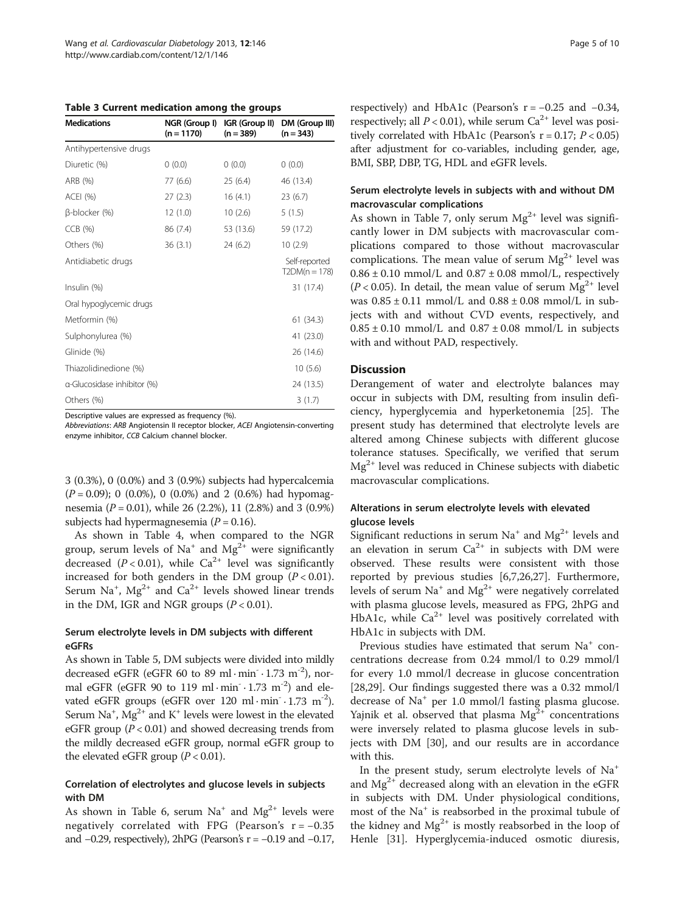**Table 3 Current medication among the groups**

| Medications | NGR (Group I) (n = 1170) | IGR (Group II) (n = 389) | DM (Group III) (n = 343) |
|---|---|---|---|
| Antihypertensive drugs | | | |
| Diuretic (%) | 0 (0.0) | 0 (0.0) | 0 (0.0) |
| ARB (%) | 77 (6.6) | 25 (6.4) | 46 (13.4) |
| ACEI (%) | 27 (2.3) | 16 (4.1) | 23 (6.7) |
| β-blocker (%) | 12 (1.0) | 10 (2.6) | 5 (1.5) |
| CCB (%) | 86 (7.4) | 53 (13.6) | 59 (17.2) |
| Others (%) | 36 (3.1) | 24 (6.2) | 10 (2.9) |
| Antidiabetic drugs | | | Self-reported T2DM(n = 178) |
| Insulin (%) | | | 31 (17.4) |
| Oral hypoglycemic drugs | | | |
| Metformin (%) | | | 61 (34.3) |
| Sulphonylurea (%) | | | 41 (23.0) |
| Glinide (%) | | | 26 (14.6) |
| Thiazolidinedione (%) | | | 10 (5.6) |
| α-Glucosidase inhibitor (%) | | | 24 (13.5) |
| Others (%) | | | 3 (1.7) |

Descriptive values are expressed as frequency (%).

*Abbreviations*: *ARB* Angiotensin II receptor blocker, *ACEI* Angiotensin-converting enzyme inhibitor, *CCB* Calcium channel blocker.

3 (0.3%), 0 (0.0%) and 3 (0.9%) subjects had hypercalcemia ($P = 0.09$); 0 (0.0%), 0 (0.0%) and 2 (0.6%) had hypomagnesemia ($P = 0.01$), while 26 (2.2%), 11 (2.8%) and 3 (0.9%) subjects had hypermagnesemia ($P = 0.16$).

As shown in Table 4, when compared to the NGR group, serum levels of $Na^+$ and $Mg^{2+}$ were significantly decreased ($P < 0.01$), while $Ca^{2+}$ level was significantly increased for both genders in the DM group ($P < 0.01$). Serum $Na^+$, $Mg^{2+}$ and $Ca^{2+}$ levels showed linear trends in the DM, IGR and NGR groups ($P < 0.01$).

### Serum electrolyte levels in DM subjects with different eGFRs

As shown in Table 5, DM subjects were divided into mildly decreased eGFR (eGFR 60 to 89 $ml \cdot min^{-} \cdot 1.73\ m^{-2}$), normal eGFR (eGFR 90 to 119 $ml \cdot min^{-} \cdot 1.73\ m^{-2}$) and elevated eGFR groups (eGFR over 120 $ml \cdot min^{-} \cdot 1.73\ m^{-2}$). Serum $Na^+$, $Mg^{2+}$ and $K^+$ levels were lowest in the elevated eGFR group ($P < 0.01$) and showed decreasing trends from the mildly decreased eGFR group, normal eGFR group to the elevated eGFR group ($P < 0.01$).

### Correlation of electrolytes and glucose levels in subjects with DM

As shown in Table 6, serum $Na^+$ and $Mg^{2+}$ levels were negatively correlated with FPG (Pearson's $r = -0.35$ and $-0.29$, respectively), 2hPG (Pearson's $r = -0.19$ and $-0.17$, respectively) and HbA1c (Pearson's $r = -0.25$ and $-0.34$, respectively; all $P < 0.01$), while serum $Ca^{2+}$ level was positively correlated with HbA1c (Pearson's $r = 0.17$; $P < 0.05$) after adjustment for co-variables, including gender, age, BMI, SBP, DBP, TG, HDL and eGFR levels.

### Serum electrolyte levels in subjects with and without DM macrovascular complications

As shown in Table 7, only serum $Mg^{2+}$ level was significantly lower in DM subjects with macrovascular complications compared to those without macrovascular complications. The mean value of serum $Mg^{2+}$ level was $0.86 \pm 0.10$ mmol/L and $0.87 \pm 0.08$ mmol/L, respectively ($P < 0.05$). In detail, the mean value of serum $Mg^{2+}$ level was $0.85 \pm 0.11$ mmol/L and $0.88 \pm 0.08$ mmol/L in subjects with and without CVD events, respectively, and $0.85 \pm 0.10$ mmol/L and $0.87 \pm 0.08$ mmol/L in subjects with and without PAD, respectively.

## Discussion

Derangement of water and electrolyte balances may occur in subjects with DM, resulting from insulin deficiency, hyperglycemia and hyperketonemia [25]. The present study has determined that electrolyte levels are altered among Chinese subjects with different glucose tolerance statuses. Specifically, we verified that serum $Mg^{2+}$ level was reduced in Chinese subjects with diabetic macrovascular complications.

### Alterations in serum electrolyte levels with elevated glucose levels

Significant reductions in serum $Na^+$ and $Mg^{2+}$ levels and an elevation in serum $Ca^{2+}$ in subjects with DM were observed. These results were consistent with those reported by previous studies [6,7,26,27]. Furthermore, levels of serum $Na^+$ and $Mg^{2+}$ were negatively correlated with plasma glucose levels, measured as FPG, 2hPG and HbA1c, while $Ca^{2+}$ level was positively correlated with HbA1c in subjects with DM.

Previous studies have estimated that serum $Na^+$ concentrations decrease from 0.24 mmol/l to 0.29 mmol/l for every 1.0 mmol/l decrease in glucose concentration [28,29]. Our findings suggested there was a 0.32 mmol/l decrease of $Na^+$ per 1.0 mmol/l fasting plasma glucose. Yajnik et al. observed that plasma $Mg^{2+}$ concentrations were inversely related to plasma glucose levels in subjects with DM [30], and our results are in accordance with this.

In the present study, serum electrolyte levels of $Na^+$ and $Mg^{2+}$ decreased along with an elevation in the eGFR in subjects with DM. Under physiological conditions, most of the $Na^+$ is reabsorbed in the proximal tubule of the kidney and $Mg^{2+}$ is mostly reabsorbed in the loop of Henle [31]. Hyperglycemia-induced osmotic diuresis,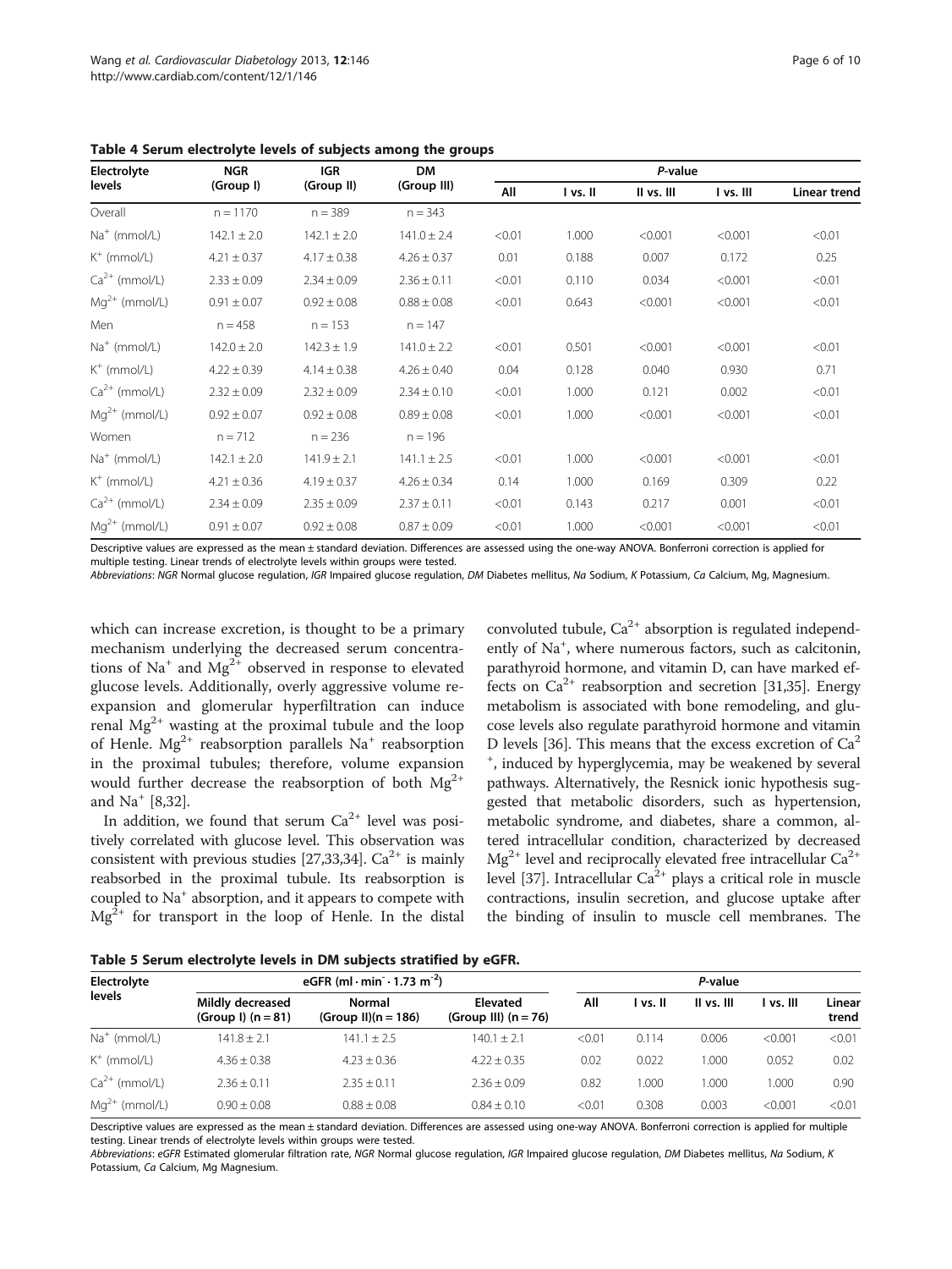**Table 4 Serum electrolyte levels of subjects among the groups**

| Electrolyte levels | NGR (Group I) | IGR (Group II) | DM (Group III) | *P*-value | | | | |
|---|---|---|---|---|---|---|---|---|
| | | | | All | I vs. II | II vs. III | I vs. III | Linear trend |
| Overall | n = 1170 | n = 389 | n = 343 | | | | | |
| $Na^+$ (mmol/L) | 142.1 ± 2.0 | 142.1 ± 2.0 | 141.0 ± 2.4 | <0.01 | 1.000 | <0.001 | <0.001 | <0.01 |
| $K^+$ (mmol/L) | 4.21 ± 0.37 | 4.17 ± 0.38 | 4.26 ± 0.37 | 0.01 | 0.188 | 0.007 | 0.172 | 0.25 |
| $Ca^{2+}$ (mmol/L) | 2.33 ± 0.09 | 2.34 ± 0.09 | 2.36 ± 0.11 | <0.01 | 0.110 | 0.034 | <0.001 | <0.01 |
| $Mg^{2+}$ (mmol/L) | 0.91 ± 0.07 | 0.92 ± 0.08 | 0.88 ± 0.08 | <0.01 | 0.643 | <0.001 | <0.001 | <0.01 |
| Men | n = 458 | n = 153 | n = 147 | | | | | |
| $Na^+$ (mmol/L) | 142.0 ± 2.0 | 142.3 ± 1.9 | 141.0 ± 2.2 | <0.01 | 0.501 | <0.001 | <0.001 | <0.01 |
| $K^+$ (mmol/L) | 4.22 ± 0.39 | 4.14 ± 0.38 | 4.26 ± 0.40 | 0.04 | 0.128 | 0.040 | 0.930 | 0.71 |
| $Ca^{2+}$ (mmol/L) | 2.32 ± 0.09 | 2.32 ± 0.09 | 2.34 ± 0.10 | <0.01 | 1.000 | 0.121 | 0.002 | <0.01 |
| $Mg^{2+}$ (mmol/L) | 0.92 ± 0.07 | 0.92 ± 0.08 | 0.89 ± 0.08 | <0.01 | 1.000 | <0.001 | <0.001 | <0.01 |
| Women | n = 712 | n = 236 | n = 196 | | | | | |
| $Na^+$ (mmol/L) | 142.1 ± 2.0 | 141.9 ± 2.1 | 141.1 ± 2.5 | <0.01 | 1.000 | <0.001 | <0.001 | <0.01 |
| $K^+$ (mmol/L) | 4.21 ± 0.36 | 4.19 ± 0.37 | 4.26 ± 0.34 | 0.14 | 1.000 | 0.169 | 0.309 | 0.22 |
| $Ca^{2+}$ (mmol/L) | 2.34 ± 0.09 | 2.35 ± 0.09 | 2.37 ± 0.11 | <0.01 | 0.143 | 0.217 | 0.001 | <0.01 |
| $Mg^{2+}$ (mmol/L) | 0.91 ± 0.07 | 0.92 ± 0.08 | 0.87 ± 0.09 | <0.01 | 1.000 | <0.001 | <0.001 | <0.01 |

Descriptive values are expressed as the mean ± standard deviation. Differences are assessed using the one-way ANOVA. Bonferroni correction is applied for multiple testing. Linear trends of electrolyte levels within groups were tested.
*Abbreviations*: *NGR* Normal glucose regulation, *IGR* Impaired glucose regulation, *DM* Diabetes mellitus, *Na* Sodium, *K* Potassium, *Ca* Calcium, Mg, Magnesium.

which can increase excretion, is thought to be a primary mechanism underlying the decreased serum concentrations of $Na^+$ and $Mg^{2+}$ observed in response to elevated glucose levels. Additionally, overly aggressive volume re-expansion and glomerular hyperfiltration can induce renal $Mg^{2+}$ wasting at the proximal tubule and the loop of Henle. $Mg^{2+}$ reabsorption parallels $Na^+$ reabsorption in the proximal tubules; therefore, volume expansion would further decrease the reabsorption of both $Mg^{2+}$ and $Na^+$ [8,32].

In addition, we found that serum $Ca^{2+}$ level was positively correlated with glucose level. This observation was consistent with previous studies [27,33,34]. $Ca^{2+}$ is mainly reabsorbed in the proximal tubule. Its reabsorption is coupled to $Na^+$ absorption, and it appears to compete with $Mg^{2+}$ for transport in the loop of Henle. In the distal convoluted tubule, $Ca^{2+}$ absorption is regulated independently of $Na^+$, where numerous factors, such as calcitonin, parathyroid hormone, and vitamin D, can have marked effects on $Ca^{2+}$ reabsorption and secretion [31,35]. Energy metabolism is associated with bone remodeling, and glucose levels also regulate parathyroid hormone and vitamin D levels [36]. This means that the excess excretion of $Ca^{2+}$, induced by hyperglycemia, may be weakened by several pathways. Alternatively, the Resnick ionic hypothesis suggested that metabolic disorders, such as hypertension, metabolic syndrome, and diabetes, share a common, altered intracellular condition, characterized by decreased $Mg^{2+}$ level and reciprocally elevated free intracellular $Ca^{2+}$ level [37]. Intracellular $Ca^{2+}$ plays a critical role in muscle contractions, insulin secretion, and glucose uptake after the binding of insulin to muscle cell membranes. The

**Table 5 Serum electrolyte levels in DM subjects stratified by eGFR.**

| Electrolyte levels | eGFR ($ml \cdot min^{-} \cdot 1.73\ m^{-2}$) | | | *P*-value | | | | |
|---|---|---|---|---|---|---|---|---|
| | Mildly decreased (Group I) (n = 81) | Normal (Group II)(n = 186) | Elevated (Group III) (n = 76) | All | I vs. II | II vs. III | I vs. III | Linear trend |
| $Na^+$ (mmol/L) | 141.8 ± 2.1 | 141.1 ± 2.5 | 140.1 ± 2.1 | <0.01 | 0.114 | 0.006 | <0.001 | <0.01 |
| $K^+$ (mmol/L) | 4.36 ± 0.38 | 4.23 ± 0.36 | 4.22 ± 0.35 | 0.02 | 0.022 | 1.000 | 0.052 | 0.02 |
| $Ca^{2+}$ (mmol/L) | 2.36 ± 0.11 | 2.35 ± 0.11 | 2.36 ± 0.09 | 0.82 | 1.000 | 1.000 | 1.000 | 0.90 |
| $Mg^{2+}$ (mmol/L) | 0.90 ± 0.08 | 0.88 ± 0.08 | 0.84 ± 0.10 | <0.01 | 0.308 | 0.003 | <0.001 | <0.01 |

Descriptive values are expressed as the mean ± standard deviation. Differences are assessed using one-way ANOVA. Bonferroni correction is applied for multiple testing. Linear trends of electrolyte levels within groups were tested.
*Abbreviations*: *eGFR* Estimated glomerular filtration rate, *NGR* Normal glucose regulation, *IGR* Impaired glucose regulation, *DM* Diabetes mellitus, *Na* Sodium, *K* Potassium, *Ca* Calcium, *Mg* Magnesium.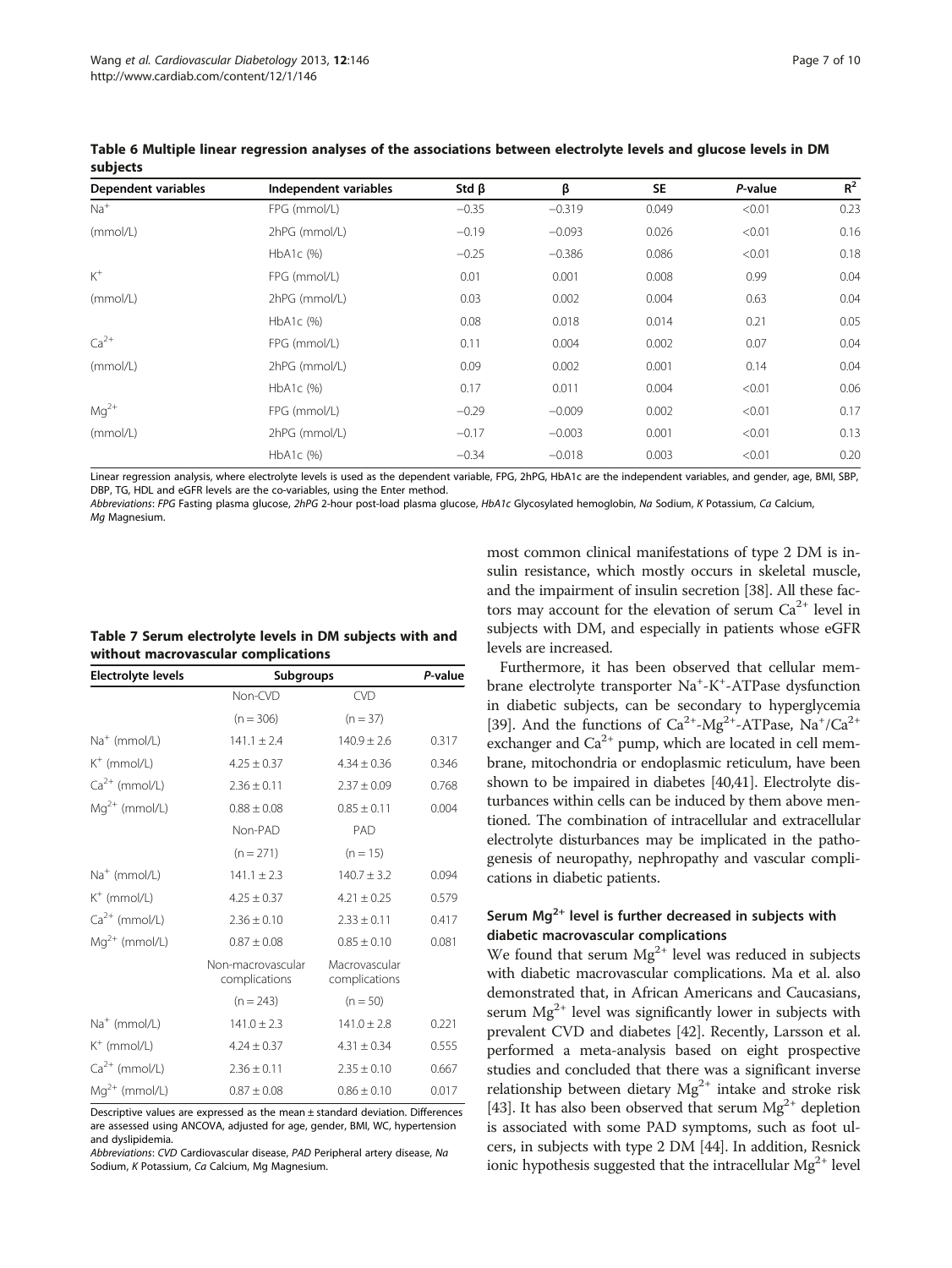**Table 6 Multiple linear regression analyses of the associations between electrolyte levels and glucose levels in DM subjects**

| Dependent variables | Independent variables | Std β | β | SE | *P*-value | $R^2$ |
|---|---|---|---|---|---|---|
| $Na^+$ | FPG (mmol/L) | −0.35 | −0.319 | 0.049 | <0.01 | 0.23 |
| (mmol/L) | 2hPG (mmol/L) | −0.19 | −0.093 | 0.026 | <0.01 | 0.16 |
| | HbA1c (%) | −0.25 | −0.386 | 0.086 | <0.01 | 0.18 |
| $K^+$ | FPG (mmol/L) | 0.01 | 0.001 | 0.008 | 0.99 | 0.04 |
| (mmol/L) | 2hPG (mmol/L) | 0.03 | 0.002 | 0.004 | 0.63 | 0.04 |
| | HbA1c (%) | 0.08 | 0.018 | 0.014 | 0.21 | 0.05 |
| $Ca^{2+}$ | FPG (mmol/L) | 0.11 | 0.004 | 0.002 | 0.07 | 0.04 |
| (mmol/L) | 2hPG (mmol/L) | 0.09 | 0.002 | 0.001 | 0.14 | 0.04 |
| | HbA1c (%) | 0.17 | 0.011 | 0.004 | <0.01 | 0.06 |
| $Mg^{2+}$ | FPG (mmol/L) | −0.29 | −0.009 | 0.002 | <0.01 | 0.17 |
| (mmol/L) | 2hPG (mmol/L) | −0.17 | −0.003 | 0.001 | <0.01 | 0.13 |
| | HbA1c (%) | −0.34 | −0.018 | 0.003 | <0.01 | 0.20 |

Linear regression analysis, where electrolyte levels is used as the dependent variable, FPG, 2hPG, HbA1c are the independent variables, and gender, age, BMI, SBP, DBP, TG, HDL and eGFR levels are the co-variables, using the Enter method.

*Abbreviations*: *FPG* Fasting plasma glucose, *2hPG* 2-hour post-load plasma glucose, *HbA1c* Glycosylated hemoglobin, *Na* Sodium, *K* Potassium, *Ca* Calcium, *Mg* Magnesium.

**Table 7 Serum electrolyte levels in DM subjects with and without macrovascular complications**

| Electrolyte levels | Subgroups | | *P*-value |
|---|---|---|---|
| | Non-CVD | CVD | |
| | (n = 306) | (n = 37) | |
| $Na^+$ (mmol/L) | 141.1 ± 2.4 | 140.9 ± 2.6 | 0.317 |
| $K^+$ (mmol/L) | 4.25 ± 0.37 | 4.34 ± 0.36 | 0.346 |
| $Ca^{2+}$ (mmol/L) | 2.36 ± 0.11 | 2.37 ± 0.09 | 0.768 |
| $Mg^{2+}$ (mmol/L) | 0.88 ± 0.08 | 0.85 ± 0.11 | 0.004 |
| | Non-PAD | PAD | |
| | (n = 271) | (n = 15) | |
| $Na^+$ (mmol/L) | 141.1 ± 2.3 | 140.7 ± 3.2 | 0.094 |
| $K^+$ (mmol/L) | 4.25 ± 0.37 | 4.21 ± 0.25 | 0.579 |
| $Ca^{2+}$ (mmol/L) | 2.36 ± 0.10 | 2.33 ± 0.11 | 0.417 |
| $Mg^{2+}$ (mmol/L) | 0.87 ± 0.08 | 0.85 ± 0.10 | 0.081 |
| | Non-macrovascular complications | Macrovascular complications | |
| | (n = 243) | (n = 50) | |
| $Na^+$ (mmol/L) | 141.0 ± 2.3 | 141.0 ± 2.8 | 0.221 |
| $K^+$ (mmol/L) | 4.24 ± 0.37 | 4.31 ± 0.34 | 0.555 |
| $Ca^{2+}$ (mmol/L) | 2.36 ± 0.11 | 2.35 ± 0.10 | 0.667 |
| $Mg^{2+}$ (mmol/L) | 0.87 ± 0.08 | 0.86 ± 0.10 | 0.017 |

Descriptive values are expressed as the mean ± standard deviation. Differences are assessed using ANCOVA, adjusted for age, gender, BMI, WC, hypertension and dyslipidemia.

*Abbreviations*: *CVD* Cardiovascular disease, *PAD* Peripheral artery disease, *Na* Sodium, *K* Potassium, *Ca* Calcium, Mg Magnesium.

most common clinical manifestations of type 2 DM is insulin resistance, which mostly occurs in skeletal muscle, and the impairment of insulin secretion [38]. All these factors may account for the elevation of serum $Ca^{2+}$ level in subjects with DM, and especially in patients whose eGFR levels are increased.

Furthermore, it has been observed that cellular membrane electrolyte transporter $Na^+$-$K^+$-ATPase dysfunction in diabetic subjects, can be secondary to hyperglycemia [39]. And the functions of $Ca^{2+}$-$Mg^{2+}$-ATPase, $Na^+/Ca^{2+}$ exchanger and $Ca^{2+}$ pump, which are located in cell membrane, mitochondria or endoplasmic reticulum, have been shown to be impaired in diabetes [40,41]. Electrolyte disturbances within cells can be induced by them above mentioned. The combination of intracellular and extracellular electrolyte disturbances may be implicated in the pathogenesis of neuropathy, nephropathy and vascular complications in diabetic patients.

### Serum $Mg^{2+}$ level is further decreased in subjects with diabetic macrovascular complications

We found that serum $Mg^{2+}$ level was reduced in subjects with diabetic macrovascular complications. Ma et al. also demonstrated that, in African Americans and Caucasians, serum $Mg^{2+}$ level was significantly lower in subjects with prevalent CVD and diabetes [42]. Recently, Larsson et al. performed a meta-analysis based on eight prospective studies and concluded that there was a significant inverse relationship between dietary $Mg^{2+}$ intake and stroke risk [43]. It has also been observed that serum $Mg^{2+}$ depletion is associated with some PAD symptoms, such as foot ulcers, in subjects with type 2 DM [44]. In addition, Resnick ionic hypothesis suggested that the intracellular $Mg^{2+}$ level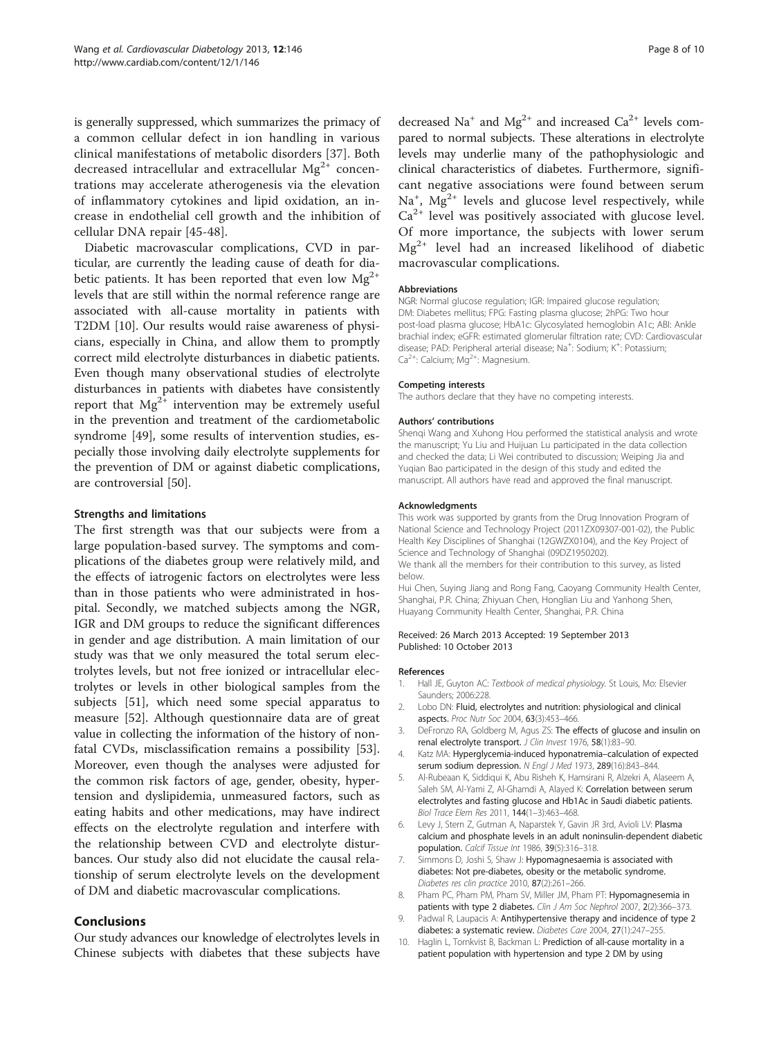is generally suppressed, which summarizes the primacy of a common cellular defect in ion handling in various clinical manifestations of metabolic disorders [37]. Both decreased intracellular and extracellular $Mg^{2+}$ concentrations may accelerate atherogenesis via the elevation of inflammatory cytokines and lipid oxidation, an increase in endothelial cell growth and the inhibition of cellular DNA repair [45-48].

Diabetic macrovascular complications, CVD in particular, are currently the leading cause of death for diabetic patients. It has been reported that even low $Mg^{2+}$ levels that are still within the normal reference range are associated with all-cause mortality in patients with T2DM [10]. Our results would raise awareness of physicians, especially in China, and allow them to promptly correct mild electrolyte disturbances in diabetic patients. Even though many observational studies of electrolyte disturbances in patients with diabetes have consistently report that $Mg^{2+}$ intervention may be extremely useful in the prevention and treatment of the cardiometabolic syndrome [49], some results of intervention studies, especially those involving daily electrolyte supplements for the prevention of DM or against diabetic complications, are controversial [50].

### Strengths and limitations

The first strength was that our subjects were from a large population-based survey. The symptoms and complications of the diabetes group were relatively mild, and the effects of iatrogenic factors on electrolytes were less than in those patients who were administrated in hospital. Secondly, we matched subjects among the NGR, IGR and DM groups to reduce the significant differences in gender and age distribution. A main limitation of our study was that we only measured the total serum electrolytes levels, but not free ionized or intracellular electrolytes or levels in other biological samples from the subjects [51], which need some special apparatus to measure [52]. Although questionnaire data are of great value in collecting the information of the history of non-fatal CVDs, misclassification remains a possibility [53]. Moreover, even though the analyses were adjusted for the common risk factors of age, gender, obesity, hypertension and dyslipidemia, unmeasured factors, such as eating habits and other medications, may have indirect effects on the electrolyte regulation and interfere with the relationship between CVD and electrolyte disturbances. Our study also did not elucidate the causal relationship of serum electrolyte levels on the development of DM and diabetic macrovascular complications.

## Conclusions

Our study advances our knowledge of electrolytes levels in Chinese subjects with diabetes that these subjects have decreased $Na^+$ and $Mg^{2+}$ and increased $Ca^{2+}$ levels compared to normal subjects. These alterations in electrolyte levels may underlie many of the pathophysiologic and clinical characteristics of diabetes. Furthermore, significant negative associations were found between serum $Na^+$, $Mg^{2+}$ levels and glucose level respectively, while $Ca^{2+}$ level was positively associated with glucose level. Of more importance, the subjects with lower serum $Mg^{2+}$ level had an increased likelihood of diabetic macrovascular complications.

#### Abbreviations

NGR: Normal glucose regulation; IGR: Impaired glucose regulation; DM: Diabetes mellitus; FPG: Fasting plasma glucose; 2hPG: Two hour post-load plasma glucose; HbA1c: Glycosylated hemoglobin A1c; ABI: Ankle brachial index; eGFR: estimated glomerular filtration rate; CVD: Cardiovascular disease; PAD: Peripheral arterial disease; $Na^+$: Sodium; $K^+$: Potassium; $Ca^{2+}$: Calcium; $Mg^{2+}$: Magnesium.

#### Competing interests

The authors declare that they have no competing interests.

#### Authors' contributions

Shenqi Wang and Xuhong Hou performed the statistical analysis and wrote the manuscript; Yu Liu and Huijuan Lu participated in the data collection and checked the data; Li Wei contributed to discussion; Weiping Jia and Yuqian Bao participated in the design of this study and edited the manuscript. All authors have read and approved the final manuscript.

#### Acknowledgments

This work was supported by grants from the Drug Innovation Program of National Science and Technology Project (2011ZX09307-001-02), the Public Health Key Disciplines of Shanghai (12GWZX0104), and the Key Project of Science and Technology of Shanghai (09DZ1950202).

We thank all the members for their contribution to this survey, as listed below.

Hui Chen, Suying Jiang and Rong Fang, Caoyang Community Health Center, Shanghai, P.R. China; Zhiyuan Chen, Honglian Liu and Yanhong Shen, Huayang Community Health Center, Shanghai, P.R. China

Received: 26 March 2013 Accepted: 19 September 2013
Published: 10 October 2013

#### References

1. Hall JE, Guyton AC: *Textbook of medical physiology.* St Louis, Mo: Elsevier Saunders; 2006:228.
2. Lobo DN: **Fluid, electrolytes and nutrition: physiological and clinical aspects.** *Proc Nutr Soc* 2004, **63**(3):453–466.
3. DeFronzo RA, Goldberg M, Agus ZS: **The effects of glucose and insulin on renal electrolyte transport.** *J Clin Invest* 1976, **58**(1):83–90.
4. Katz MA: **Hyperglycemia-induced hyponatremia–calculation of expected serum sodium depression.** *N Engl J Med* 1973, **289**(16):843–844.
5. Al-Rubeaan K, Siddiqui K, Abu Risheh K, Hamsirani R, Alzekri A, Alaseem A, Saleh SM, Al-Yami Z, Al-Ghamdi A, Alayed K: **Correlation between serum electrolytes and fasting glucose and Hb1Ac in Saudi diabetic patients.** *Biol Trace Elem Res* 2011, **144**(1–3):463–468.
6. Levy J, Stern Z, Gutman A, Naparstek Y, Gavin JR 3rd, Avioli LV: **Plasma calcium and phosphate levels in an adult noninsulin-dependent diabetic population.** *Calcif Tissue Int* 1986, **39**(5):316–318.
7. Simmons D, Joshi S, Shaw J: **Hypomagnesaemia is associated with diabetes: Not pre-diabetes, obesity or the metabolic syndrome.** *Diabetes res clin practice* 2010, **87**(2):261–266.
8. Pham PC, Pham PM, Pham SV, Miller JM, Pham PT: **Hypomagnesemia in patients with type 2 diabetes.** *Clin J Am Soc Nephrol* 2007, **2**(2):366–373.
9. Padwal R, Laupacis A: **Antihypertensive therapy and incidence of type 2 diabetes: a systematic review.** *Diabetes Care* 2004, **27**(1):247–255.
10. Haglin L, Tornkvist B, Backman L: **Prediction of all-cause mortality in a patient population with hypertension and type 2 DM by using**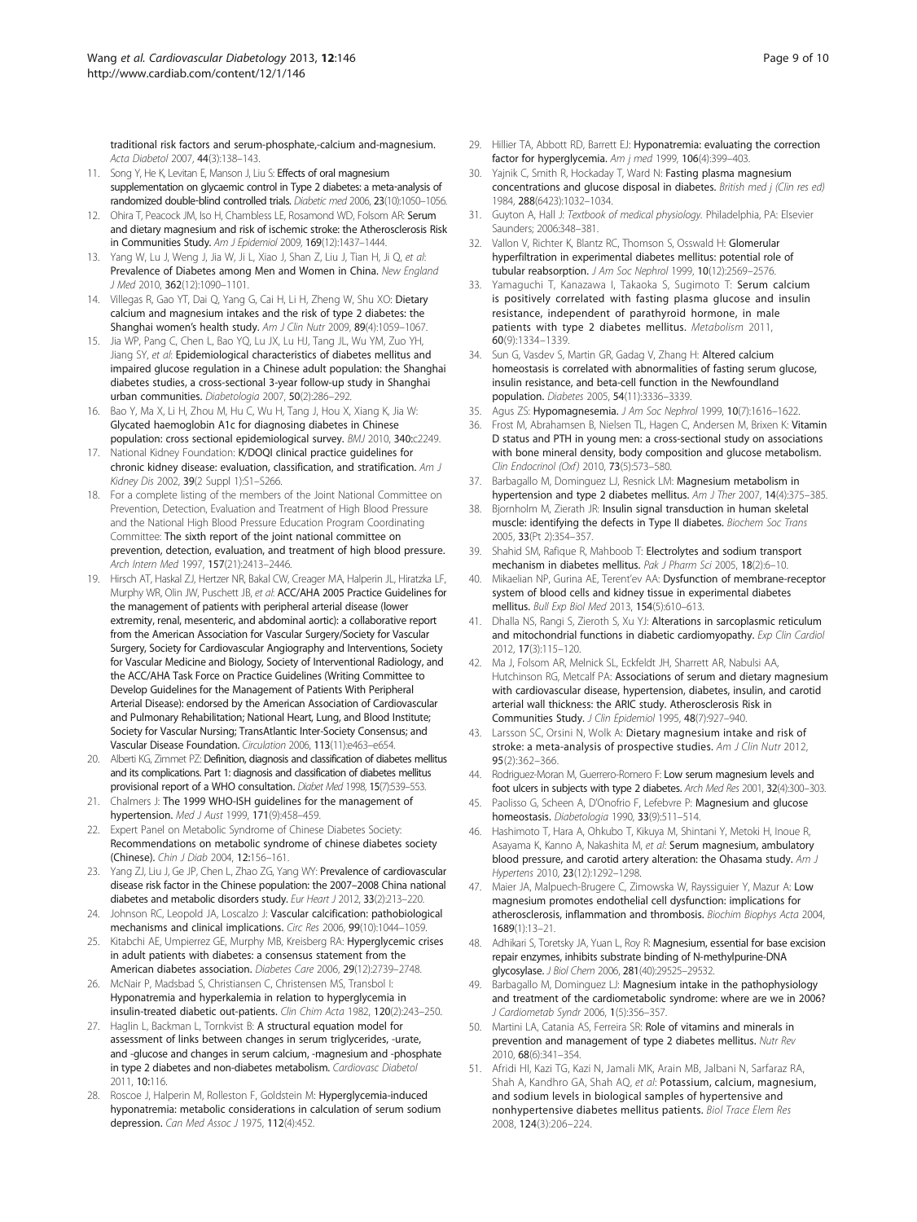traditional risk factors and serum-phosphate,-calcium and-magnesium. *Acta Diabetol* 2007, **44**(3):138–143.

11. Song Y, He K, Levitan E, Manson J, Liu S: **Effects of oral magnesium supplementation on glycaemic control in Type 2 diabetes: a meta-analysis of randomized double-blind controlled trials.** *Diabetic med* 2006, **23**(10):1050–1056.
12. Ohira T, Peacock JM, Iso H, Chambless LE, Rosamond WD, Folsom AR: **Serum and dietary magnesium and risk of ischemic stroke: the Atherosclerosis Risk in Communities Study.** *Am J Epidemiol* 2009, **169**(12):1437–1444.
13. Yang W, Lu J, Weng J, Jia W, Ji L, Xiao J, Shan Z, Liu J, Tian H, Ji Q, *et al*: **Prevalence of Diabetes among Men and Women in China.** *New England J Med* 2010, **362**(12):1090–1101.
14. Villegas R, Gao YT, Dai Q, Yang G, Cai H, Li H, Zheng W, Shu XO: **Dietary calcium and magnesium intakes and the risk of type 2 diabetes: the Shanghai women's health study.** *Am J Clin Nutr* 2009, **89**(4):1059–1067.
15. Jia WP, Pang C, Chen L, Bao YQ, Lu JX, Lu HJ, Tang JL, Wu YM, Zuo YH, Jiang SY, *et al*: **Epidemiological characteristics of diabetes mellitus and impaired glucose regulation in a Chinese adult population: the Shanghai diabetes studies, a cross-sectional 3-year follow-up study in Shanghai urban communities.** *Diabetologia* 2007, **50**(2):286–292.
16. Bao Y, Ma X, Li H, Zhou M, Hu C, Wu H, Tang J, Hou X, Xiang K, Jia W: **Glycated haemoglobin A1c for diagnosing diabetes in Chinese population: cross sectional epidemiological survey.** *BMJ* 2010, **340**:c2249.
17. National Kidney Foundation: **K/DOQI clinical practice guidelines for chronic kidney disease: evaluation, classification, and stratification.** *Am J Kidney Dis* 2002, **39**(2 Suppl 1):S1–S266.
18. For a complete listing of the members of the Joint National Committee on Prevention, Detection, Evaluation and Treatment of High Blood Pressure and the National High Blood Pressure Education Program Coordinating Committee: **The sixth report of the joint national committee on prevention, detection, evaluation, and treatment of high blood pressure.** *Arch Intern Med* 1997, **157**(21):2413–2446.
19. Hirsch AT, Haskal ZJ, Hertzer NR, Bakal CW, Creager MA, Halperin JL, Hiratzka LF, Murphy WR, Olin JW, Puschett JB, *et al*: **ACC/AHA 2005 Practice Guidelines for the management of patients with peripheral arterial disease (lower extremity, renal, mesenteric, and abdominal aortic): a collaborative report from the American Association for Vascular Surgery/Society for Vascular Surgery, Society for Cardiovascular Angiography and Interventions, Society for Vascular Medicine and Biology, Society of Interventional Radiology, and the ACC/AHA Task Force on Practice Guidelines (Writing Committee to Develop Guidelines for the Management of Patients With Peripheral Arterial Disease): endorsed by the American Association of Cardiovascular and Pulmonary Rehabilitation; National Heart, Lung, and Blood Institute; Society for Vascular Nursing; TransAtlantic Inter-Society Consensus; and Vascular Disease Foundation.** *Circulation* 2006, **113**(11):e463–e654.
20. Alberti KG, Zimmet PZ: **Definition, diagnosis and classification of diabetes mellitus and its complications. Part 1: diagnosis and classification of diabetes mellitus provisional report of a WHO consultation.** *Diabet Med* 1998, **15**(7):539–553.
21. Chalmers J: **The 1999 WHO-ISH guidelines for the management of hypertension.** *Med J Aust* 1999, **171**(9):458–459.
22. Expert Panel on Metabolic Syndrome of Chinese Diabetes Society: **Recommendations on metabolic syndrome of chinese diabetes society (Chinese).** *Chin J Diab* 2004, **12**:156–161.
23. Yang ZJ, Liu J, Ge JP, Chen L, Zhao ZG, Yang WY: **Prevalence of cardiovascular disease risk factor in the Chinese population: the 2007–2008 China national diabetes and metabolic disorders study.** *Eur Heart J* 2012, **33**(2):213–220.
24. Johnson RC, Leopold JA, Loscalzo J: **Vascular calcification: pathobiological mechanisms and clinical implications.** *Circ Res* 2006, **99**(10):1044–1059.
25. Kitabchi AE, Umpierrez GE, Murphy MB, Kreisberg RA: **Hyperglycemic crises in adult patients with diabetes: a consensus statement from the American diabetes association.** *Diabetes Care* 2006, **29**(12):2739–2748.
26. McNair P, Madsbad S, Christiansen C, Christensen MS, Transbol I: **Hyponatremia and hyperkalemia in relation to hyperglycemia in insulin-treated diabetic out-patients.** *Clin Chim Acta* 1982, **120**(2):243–250.
27. Haglin L, Backman L, Tornkvist B: **A structural equation model for assessment of links between changes in serum triglycerides, -urate, and -glucose and changes in serum calcium, -magnesium and -phosphate in type 2 diabetes and non-diabetes metabolism.** *Cardiovasc Diabetol* 2011, **10**:116.
28. Roscoe J, Halperin M, Rolleston F, Goldstein M: **Hyperglycemia-induced hyponatremia: metabolic considerations in calculation of serum sodium depression.** *Can Med Assoc J* 1975, **112**(4):452.
29. Hillier TA, Abbott RD, Barrett EJ: **Hyponatremia: evaluating the correction factor for hyperglycemia.** *Am j med* 1999, **106**(4):399–403.
30. Yajnik C, Smith R, Hockaday T, Ward N: **Fasting plasma magnesium concentrations and glucose disposal in diabetes.** *British med j (Clin res ed)* 1984, **288**(6423):1032–1034.
31. Guyton A, Hall J: *Textbook of medical physiology.* Philadelphia, PA: Elsevier Saunders; 2006:348–381.
32. Vallon V, Richter K, Blantz RC, Thomson S, Osswald H: **Glomerular hyperfiltration in experimental diabetes mellitus: potential role of tubular reabsorption.** *J Am Soc Nephrol* 1999, **10**(12):2569–2576.
33. Yamaguchi T, Kanazawa I, Takaoka S, Sugimoto T: **Serum calcium is positively correlated with fasting plasma glucose and insulin resistance, independent of parathyroid hormone, in male patients with type 2 diabetes mellitus.** *Metabolism* 2011, **60**(9):1334–1339.
34. Sun G, Vasdev S, Martin GR, Gadag V, Zhang H: **Altered calcium homeostasis is correlated with abnormalities of fasting serum glucose, insulin resistance, and beta-cell function in the Newfoundland population.** *Diabetes* 2005, **54**(11):3336–3339.
35. Agus ZS: **Hypomagnesemia.** *J Am Soc Nephrol* 1999, **10**(7):1616–1622.
36. Frost M, Abrahamsen B, Nielsen TL, Hagen C, Andersen M, Brixen K: **Vitamin D status and PTH in young men: a cross-sectional study on associations with bone mineral density, body composition and glucose metabolism.** *Clin Endocrinol (Oxf)* 2010, **73**(5):573–580.
37. Barbagallo M, Dominguez LJ, Resnick LM: **Magnesium metabolism in hypertension and type 2 diabetes mellitus.** *Am J Ther* 2007, **14**(4):375–385.
38. Bjornholm M, Zierath JR: **Insulin signal transduction in human skeletal muscle: identifying the defects in Type II diabetes.** *Biochem Soc Trans* 2005, **33**(Pt 2):354–357.
39. Shahid SM, Rafique R, Mahboob T: **Electrolytes and sodium transport mechanism in diabetes mellitus.** *Pak J Pharm Sci* 2005, **18**(2):6–10.
40. Mikaelian NP, Gurina AE, Terent'ev AA: **Dysfunction of membrane-receptor system of blood cells and kidney tissue in experimental diabetes mellitus.** *Bull Exp Biol Med* 2013, **154**(5):610–613.
41. Dhalla NS, Rangi S, Zieroth S, Xu YJ: **Alterations in sarcoplasmic reticulum and mitochondrial functions in diabetic cardiomyopathy.** *Exp Clin Cardiol* 2012, **17**(3):115–120.
42. Ma J, Folsom AR, Melnick SL, Eckfeldt JH, Sharrett AR, Nabulsi AA, Hutchinson RG, Metcalf PA: **Associations of serum and dietary magnesium with cardiovascular disease, hypertension, diabetes, insulin, and carotid arterial wall thickness: the ARIC study. Atherosclerosis Risk in Communities Study.** *J Clin Epidemiol* 1995, **48**(7):927–940.
43. Larsson SC, Orsini N, Wolk A: **Dietary magnesium intake and risk of stroke: a meta-analysis of prospective studies.** *Am J Clin Nutr* 2012, **95**(2):362–366.
44. Rodriguez-Moran M, Guerrero-Romero F: **Low serum magnesium levels and foot ulcers in subjects with type 2 diabetes.** *Arch Med Res* 2001, **32**(4):300–303.
45. Paolisso G, Scheen A, D'Onofrio F, Lefebvre P: **Magnesium and glucose homeostasis.** *Diabetologia* 1990, **33**(9):511–514.
46. Hashimoto T, Hara A, Ohkubo T, Kikuya M, Shintani Y, Metoki H, Inoue R, Asayama K, Kanno A, Nakashita M, *et al*: **Serum magnesium, ambulatory blood pressure, and carotid artery alteration: the Ohasama study.** *Am J Hypertens* 2010, **23**(12):1292–1298.
47. Maier JA, Malpuech-Brugere C, Zimowska W, Rayssiguier Y, Mazur A: **Low magnesium promotes endothelial cell dysfunction: implications for atherosclerosis, inflammation and thrombosis.** *Biochim Biophys Acta* 2004, **1689**(1):13–21.
48. Adhikari S, Toretsky JA, Yuan L, Roy R: **Magnesium, essential for base excision repair enzymes, inhibits substrate binding of N-methylpurine-DNA glycosylase.** *J Biol Chem* 2006, **281**(40):29525–29532.
49. Barbagallo M, Dominguez LJ: **Magnesium intake in the pathophysiology and treatment of the cardiometabolic syndrome: where are we in 2006?** *J Cardiometab Syndr* 2006, **1**(5):356–357.
50. Martini LA, Catania AS, Ferreira SR: **Role of vitamins and minerals in prevention and management of type 2 diabetes mellitus.** *Nutr Rev* 2010, **68**(6):341–354.
51. Afridi HI, Kazi TG, Kazi N, Jamali MK, Arain MB, Jalbani N, Sarfaraz RA, Shah A, Kandhro GA, Shah AQ, *et al*: **Potassium, calcium, magnesium, and sodium levels in biological samples of hypertensive and nonhypertensive diabetes mellitus patients.** *Biol Trace Elem Res* 2008, **124**(3):206–224.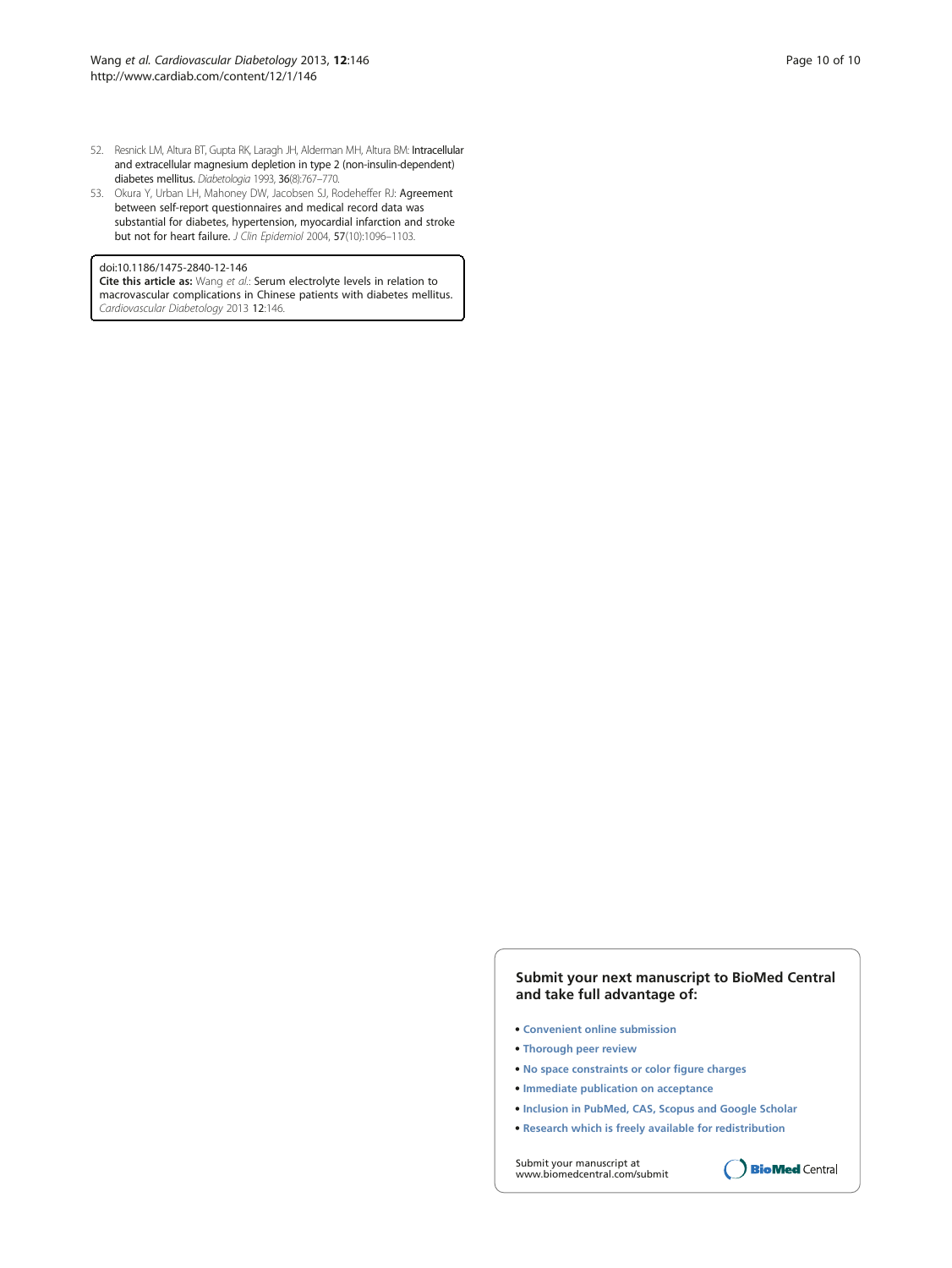52. Resnick LM, Altura BT, Gupta RK, Laragh JH, Alderman MH, Altura BM: **Intracellular and extracellular magnesium depletion in type 2 (non-insulin-dependent) diabetes mellitus.** *Diabetologia* 1993, **36**(8):767–770.
53. Okura Y, Urban LH, Mahoney DW, Jacobsen SJ, Rodeheffer RJ: **Agreement between self-report questionnaires and medical record data was substantial for diabetes, hypertension, myocardial infarction and stroke but not for heart failure.** *J Clin Epidemiol* 2004, **57**(10):1096–1103.

doi:10.1186/1475-2840-12-146

**Cite this article as:** Wang *et al.*: Serum electrolyte levels in relation to macrovascular complications in Chinese patients with diabetes mellitus. *Cardiovascular Diabetology* 2013 **12**:146.

**Submit your next manuscript to BioMed Central and take full advantage of:**

- **Convenient online submission**
- **Thorough peer review**
- **No space constraints or color figure charges**
- **Immediate publication on acceptance**
- **Inclusion in PubMed, CAS, Scopus and Google Scholar**
- **Research which is freely available for redistribution**

Submit your manuscript at
www.biomedcentral.com/submit

BioMed Central